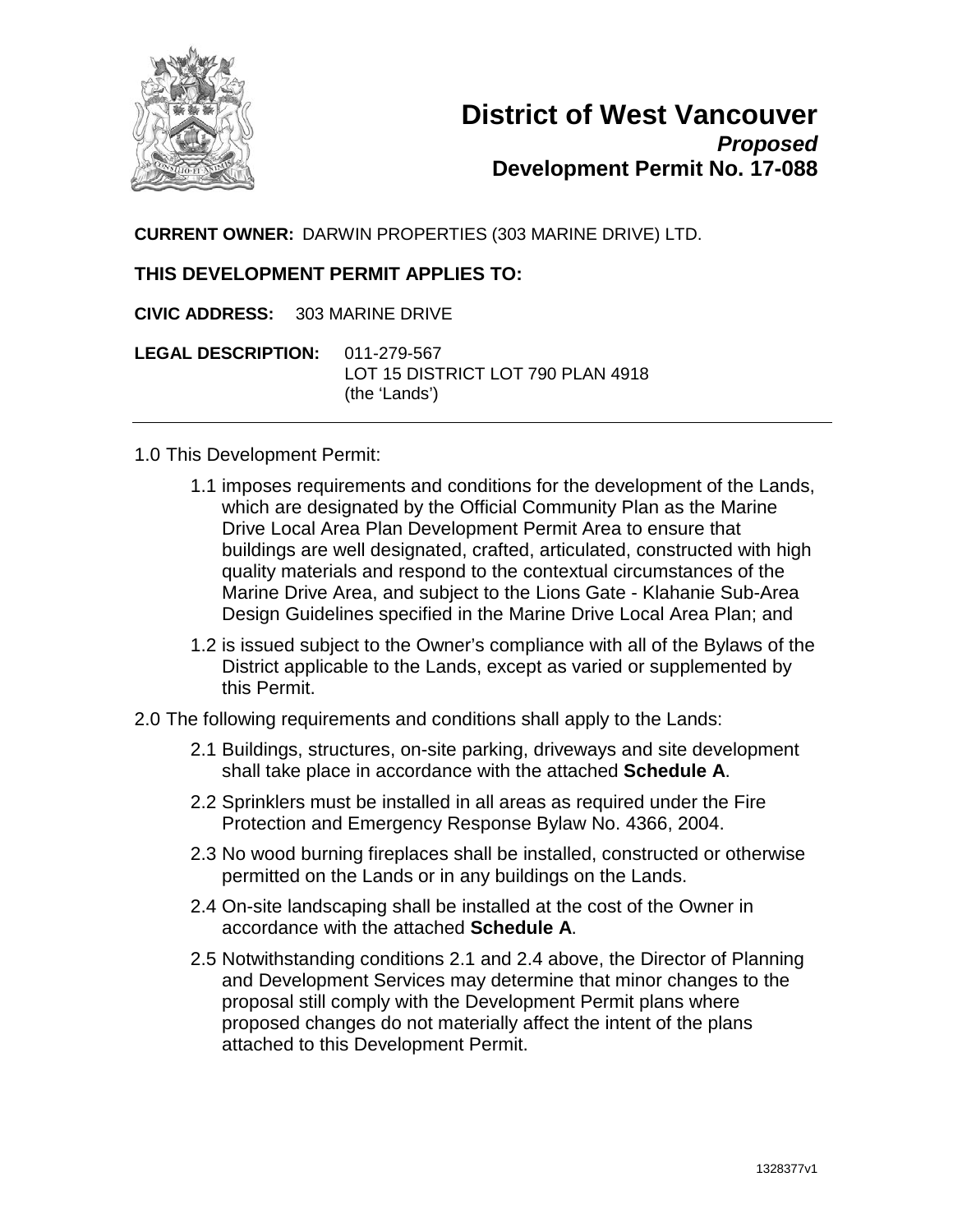# District of West Vancouver

***Proposed***

**Development Permit No. 17-088**

**CURRENT OWNER:** DARWIN PROPERTIES (303 MARINE DRIVE) LTD.

**THIS DEVELOPMENT PERMIT APPLIES TO:**

**CIVIC ADDRESS:** 303 MARINE DRIVE

**LEGAL DESCRIPTION:** 011-279-567
LOT 15 DISTRICT LOT 790 PLAN 4918
(the 'Lands')

---

1.0 This Development Permit:

1.1 imposes requirements and conditions for the development of the Lands, which are designated by the Official Community Plan as the Marine Drive Local Area Plan Development Permit Area to ensure that buildings are well designated, crafted, articulated, constructed with high quality materials and respond to the contextual circumstances of the Marine Drive Area, and subject to the Lions Gate - Klahanie Sub-Area Design Guidelines specified in the Marine Drive Local Area Plan; and

1.2 is issued subject to the Owner's compliance with all of the Bylaws of the District applicable to the Lands, except as varied or supplemented by this Permit.

2.0 The following requirements and conditions shall apply to the Lands:

2.1 Buildings, structures, on-site parking, driveways and site development shall take place in accordance with the attached **Schedule A**.

2.2 Sprinklers must be installed in all areas as required under the Fire Protection and Emergency Response Bylaw No. 4366, 2004.

2.3 No wood burning fireplaces shall be installed, constructed or otherwise permitted on the Lands or in any buildings on the Lands.

2.4 On-site landscaping shall be installed at the cost of the Owner in accordance with the attached **Schedule A**.

2.5 Notwithstanding conditions 2.1 and 2.4 above, the Director of Planning and Development Services may determine that minor changes to the proposal still comply with the Development Permit plans where proposed changes do not materially affect the intent of the plans attached to this Development Permit.

1328377v1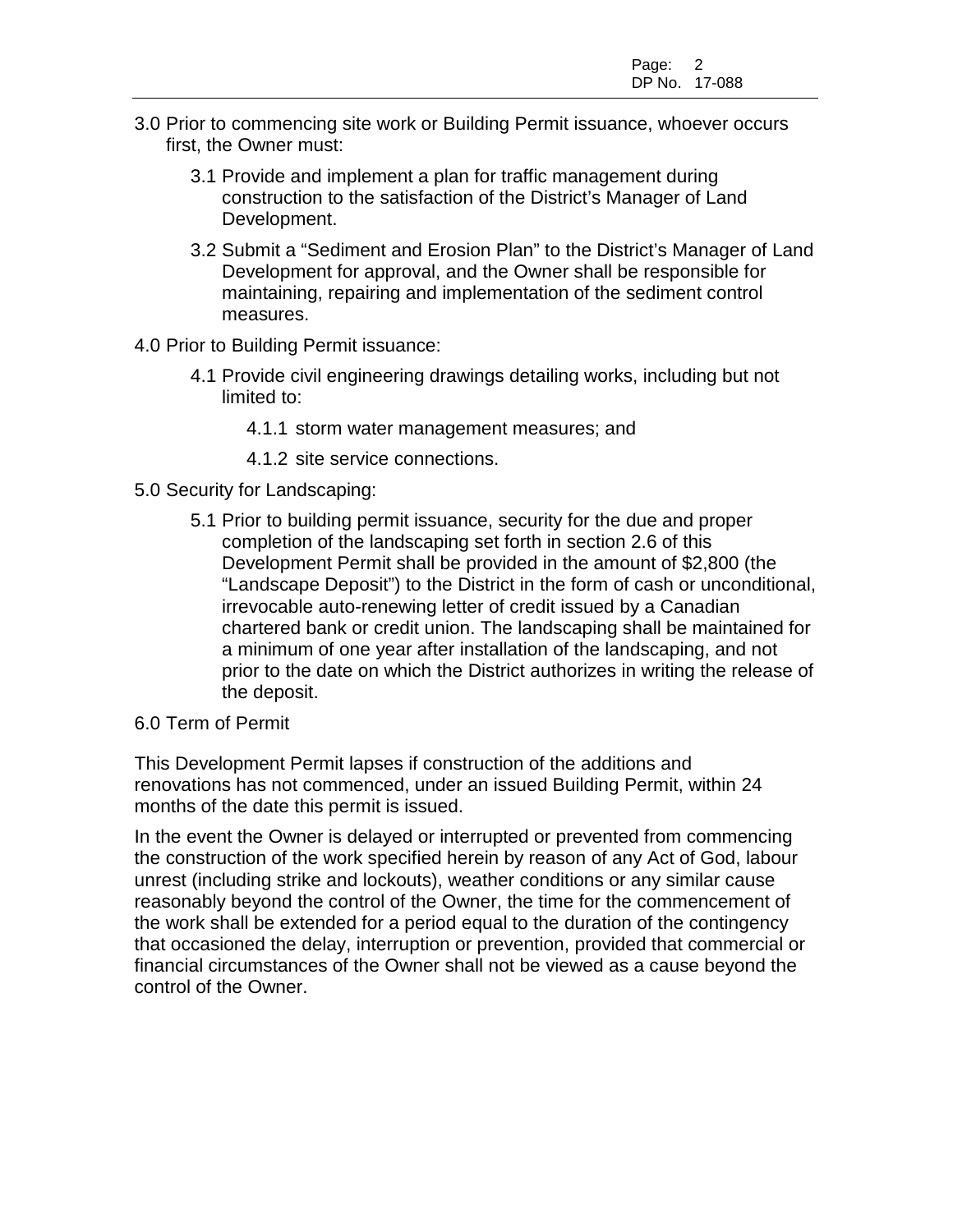3.0 Prior to commencing site work or Building Permit issuance, whoever occurs first, the Owner must:

3.1 Provide and implement a plan for traffic management during construction to the satisfaction of the District's Manager of Land Development.

3.2 Submit a "Sediment and Erosion Plan" to the District's Manager of Land Development for approval, and the Owner shall be responsible for maintaining, repairing and implementation of the sediment control measures.

4.0 Prior to Building Permit issuance:

4.1 Provide civil engineering drawings detailing works, including but not limited to:

4.1.1 storm water management measures; and

4.1.2 site service connections.

5.0 Security for Landscaping:

5.1 Prior to building permit issuance, security for the due and proper completion of the landscaping set forth in section 2.6 of this Development Permit shall be provided in the amount of $2,800 (the "Landscape Deposit") to the District in the form of cash or unconditional, irrevocable auto-renewing letter of credit issued by a Canadian chartered bank or credit union. The landscaping shall be maintained for a minimum of one year after installation of the landscaping, and not prior to the date on which the District authorizes in writing the release of the deposit.

6.0 Term of Permit

This Development Permit lapses if construction of the additions and renovations has not commenced, under an issued Building Permit, within 24 months of the date this permit is issued.

In the event the Owner is delayed or interrupted or prevented from commencing the construction of the work specified herein by reason of any Act of God, labour unrest (including strike and lockouts), weather conditions or any similar cause reasonably beyond the control of the Owner, the time for the commencement of the work shall be extended for a period equal to the duration of the contingency that occasioned the delay, interruption or prevention, provided that commercial or financial circumstances of the Owner shall not be viewed as a cause beyond the control of the Owner.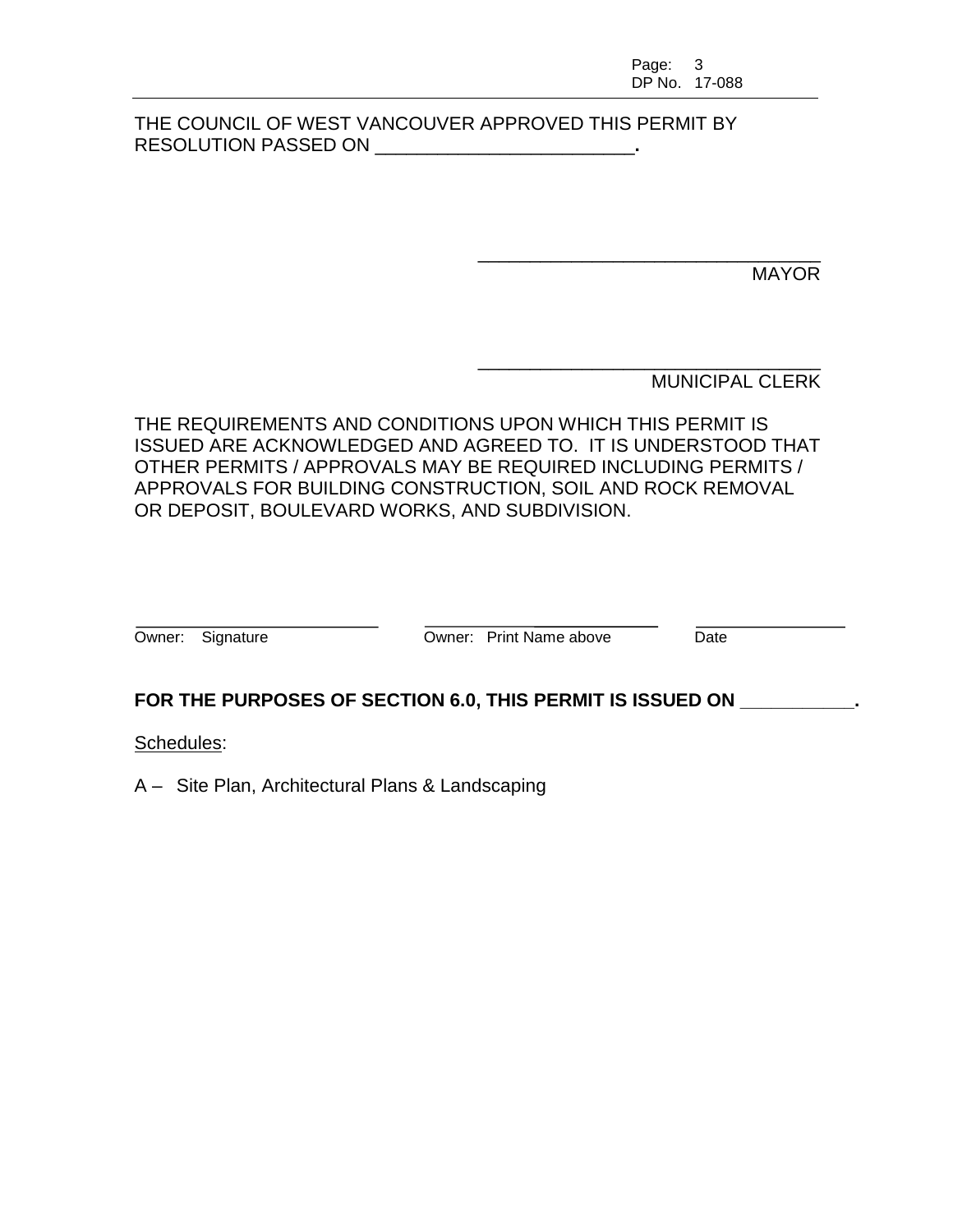THE COUNCIL OF WEST VANCOUVER APPROVED THIS PERMIT BY RESOLUTION PASSED ON ________________________.

________________________________
MAYOR

________________________________
MUNICIPAL CLERK

THE REQUIREMENTS AND CONDITIONS UPON WHICH THIS PERMIT IS ISSUED ARE ACKNOWLEDGED AND AGREED TO. IT IS UNDERSTOOD THAT OTHER PERMITS / APPROVALS MAY BE REQUIRED INCLUDING PERMITS / APPROVALS FOR BUILDING CONSTRUCTION, SOIL AND ROCK REMOVAL OR DEPOSIT, BOULEVARD WORKS, AND SUBDIVISION.

| | | |
|---|---|---|
| ____________________ | ____________________ | ______________ |
| Owner: Signature | Owner: Print Name above | Date |

**FOR THE PURPOSES OF SECTION 6.0, THIS PERMIT IS ISSUED ON ___________.**

Schedules:

A – Site Plan, Architectural Plans & Landscaping